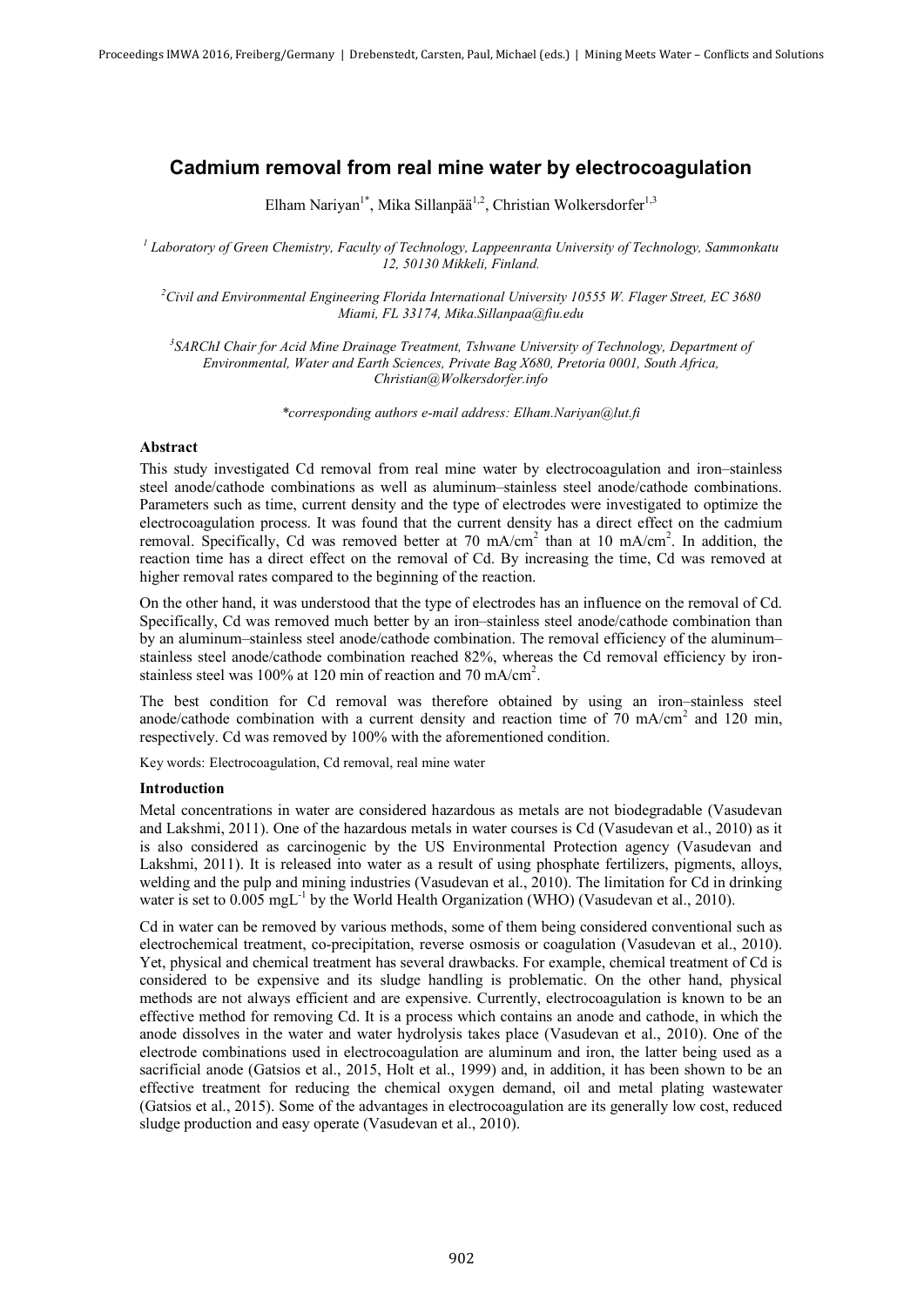# Cadmium removal from real mine water by electrocoagulation

Elham Nariyan[1*], Mika Sillanpää[1,2], Christian Wolkersdorfer[1,3]

[1] *Laboratory of Green Chemistry, Faculty of Technology, Lappeenranta University of Technology, Sammonkatu 12, 50130 Mikkeli, Finland.*

[2] *Civil and Environmental Engineering Florida International University 10555 W. Flager Street, EC 3680 Miami, FL 33174, Mika.Sillanpaa@fiu.edu*

[3] *SARChI Chair for Acid Mine Drainage Treatment, Tshwane University of Technology, Department of Environmental, Water and Earth Sciences, Private Bag X680, Pretoria 0001, South Africa, Christian@Wolkersdorfer.info*

*\*corresponding authors e-mail address: Elham.Nariyan@lut.fi*

### Abstract

This study investigated Cd removal from real mine water by electrocoagulation and iron–stainless steel anode/cathode combinations as well as aluminum–stainless steel anode/cathode combinations. Parameters such as time, current density and the type of electrodes were investigated to optimize the electrocoagulation process. It was found that the current density has a direct effect on the cadmium removal. Specifically, Cd was removed better at 70 mA/cm$^2$ than at 10 mA/cm$^2$. In addition, the reaction time has a direct effect on the removal of Cd. By increasing the time, Cd was removed at higher removal rates compared to the beginning of the reaction.

On the other hand, it was understood that the type of electrodes has an influence on the removal of Cd. Specifically, Cd was removed much better by an iron–stainless steel anode/cathode combination than by an aluminum–stainless steel anode/cathode combination. The removal efficiency of the aluminum–stainless steel anode/cathode combination reached 82%, whereas the Cd removal efficiency by iron-stainless steel was 100% at 120 min of reaction and 70 mA/cm$^2$.

The best condition for Cd removal was therefore obtained by using an iron–stainless steel anode/cathode combination with a current density and reaction time of 70 mA/cm$^2$ and 120 min, respectively. Cd was removed by 100% with the aforementioned condition.

Key words: Electrocoagulation, Cd removal, real mine water

### Introduction

Metal concentrations in water are considered hazardous as metals are not biodegradable (Vasudevan and Lakshmi, 2011). One of the hazardous metals in water courses is Cd (Vasudevan et al., 2010) as it is also considered as carcinogenic by the US Environmental Protection agency (Vasudevan and Lakshmi, 2011). It is released into water as a result of using phosphate fertilizers, pigments, alloys, welding and the pulp and mining industries (Vasudevan et al., 2010). The limitation for Cd in drinking water is set to 0.005 mgL$^{-1}$ by the World Health Organization (WHO) (Vasudevan et al., 2010).

Cd in water can be removed by various methods, some of them being considered conventional such as electrochemical treatment, co-precipitation, reverse osmosis or coagulation (Vasudevan et al., 2010). Yet, physical and chemical treatment has several drawbacks. For example, chemical treatment of Cd is considered to be expensive and its sludge handling is problematic. On the other hand, physical methods are not always efficient and are expensive. Currently, electrocoagulation is known to be an effective method for removing Cd. It is a process which contains an anode and cathode, in which the anode dissolves in the water and water hydrolysis takes place (Vasudevan et al., 2010). One of the electrode combinations used in electrocoagulation are aluminum and iron, the latter being used as a sacrificial anode (Gatsios et al., 2015, Holt et al., 1999) and, in addition, it has been shown to be an effective treatment for reducing the chemical oxygen demand, oil and metal plating wastewater (Gatsios et al., 2015). Some of the advantages in electrocoagulation are its generally low cost, reduced sludge production and easy operate (Vasudevan et al., 2010).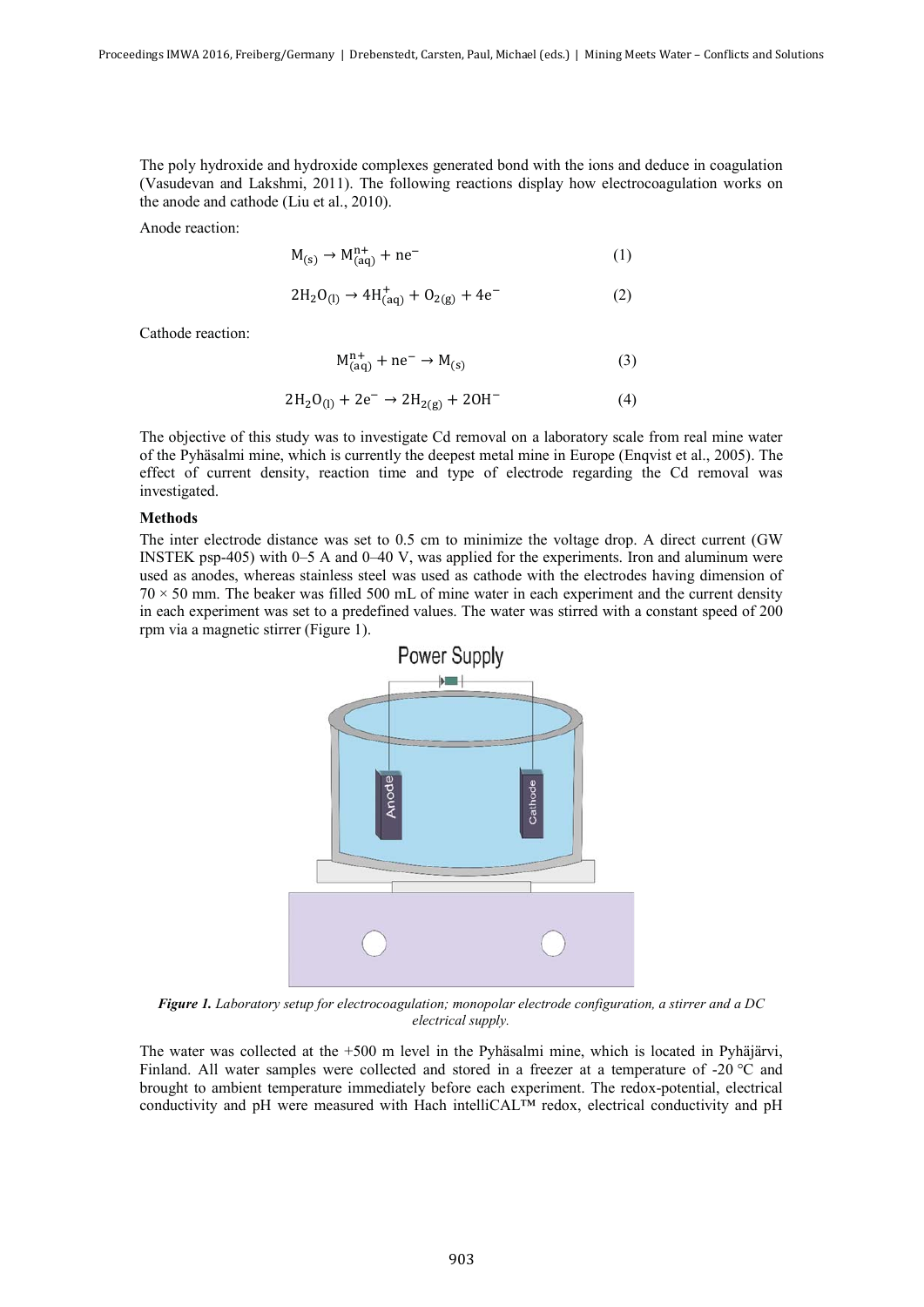The poly hydroxide and hydroxide complexes generated bond with the ions and deduce in coagulation (Vasudevan and Lakshmi, 2011). The following reactions display how electrocoagulation works on the anode and cathode (Liu et al., 2010).

Anode reaction:

$$M_{(s)} \rightarrow M^{n+}_{(aq)} + ne^- \qquad (1)$$

$$2H_2O_{(l)} \rightarrow 4H^+_{(aq)} + O_{2(g)} + 4e^- \qquad (2)$$

Cathode reaction:

$$M^{n+}_{(aq)} + ne^- \rightarrow M_{(s)} \qquad (3)$$

$$2H_2O_{(l)} + 2e^- \rightarrow 2H_{2(g)} + 2OH^- \qquad (4)$$

The objective of this study was to investigate Cd removal on a laboratory scale from real mine water of the Pyhäsalmi mine, which is currently the deepest metal mine in Europe (Enqvist et al., 2005). The effect of current density, reaction time and type of electrode regarding the Cd removal was investigated.

## Methods

The inter electrode distance was set to 0.5 cm to minimize the voltage drop. A direct current (GW INSTEK psp-405) with 0–5 A and 0–40 V, was applied for the experiments. Iron and aluminum were used as anodes, whereas stainless steel was used as cathode with the electrodes having dimension of 70 × 50 mm. The beaker was filled 500 mL of mine water in each experiment and the current density in each experiment was set to a predefined values. The water was stirred with a constant speed of 200 rpm via a magnetic stirrer (Figure 1).

***Figure 1.*** *Laboratory setup for electrocoagulation; monopolar electrode configuration, a stirrer and a DC electrical supply.*

The water was collected at the +500 m level in the Pyhäsalmi mine, which is located in Pyhäjärvi, Finland. All water samples were collected and stored in a freezer at a temperature of -20 °C and brought to ambient temperature immediately before each experiment. The redox-potential, electrical conductivity and pH were measured with Hach intelliCAL™ redox, electrical conductivity and pH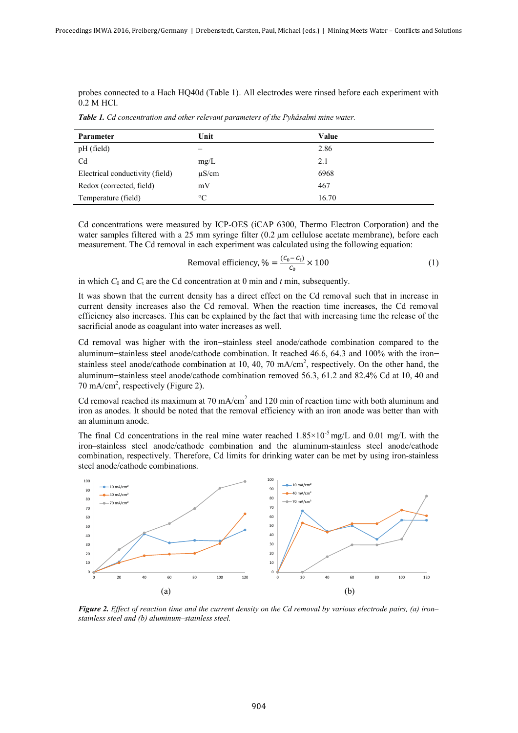probes connected to a Hach HQ40d (Table 1). All electrodes were rinsed before each experiment with 0.2 M HCl.

***Table 1.*** *Cd concentration and other relevant parameters of the Pyhäsalmi mine water.*

| Parameter | Unit | Value |
|---|---|---|
| pH (field) | – | 2.86 |
| Cd | mg/L | 2.1 |
| Electrical conductivity (field) | µS/cm | 6968 |
| Redox (corrected, field) | mV | 467 |
| Temperature (field) | °C | 16.70 |

Cd concentrations were measured by ICP-OES (iCAP 6300, Thermo Electron Corporation) and the water samples filtered with a 25 mm syringe filter (0.2 µm cellulose acetate membrane), before each measurement. The Cd removal in each experiment was calculated using the following equation:

$$\text{Removal efficiency, \%} = \frac{(C_0 - C_t)}{C_0} \times 100 \qquad (1)$$

in which $C_0$ and $C_t$ are the Cd concentration at 0 min and $t$ min, subsequently.

It was shown that the current density has a direct effect on the Cd removal such that in increase in current density increases also the Cd removal. When the reaction time increases, the Cd removal efficiency also increases. This can be explained by the fact that with increasing time the release of the sacrificial anode as coagulant into water increases as well.

Cd removal was higher with the iron–stainless steel anode/cathode combination compared to the aluminum–stainless steel anode/cathode combination. It reached 46.6, 64.3 and 100% with the iron–stainless steel anode/cathode combination at 10, 40, 70 mA/cm$^2$, respectively. On the other hand, the aluminum–stainless steel anode/cathode combination removed 56.3, 61.2 and 82.4% Cd at 10, 40 and 70 mA/cm$^2$, respectively (Figure 2).

Cd removal reached its maximum at 70 mA/cm$^2$ and 120 min of reaction time with both aluminum and iron as anodes. It should be noted that the removal efficiency with an iron anode was better than with an aluminum anode.

The final Cd concentrations in the real mine water reached $1.85 \times 10^{-5}$ mg/L and 0.01 mg/L with the iron–stainless steel anode/cathode combination and the aluminum-stainless steel anode/cathode combination, respectively. Therefore, Cd limits for drinking water can be met by using iron-stainless steel anode/cathode combinations.

(a) (b)

***Figure 2.*** *Effect of reaction time and the current density on the Cd removal by various electrode pairs, (a) iron–stainless steel and (b) aluminum–stainless steel.*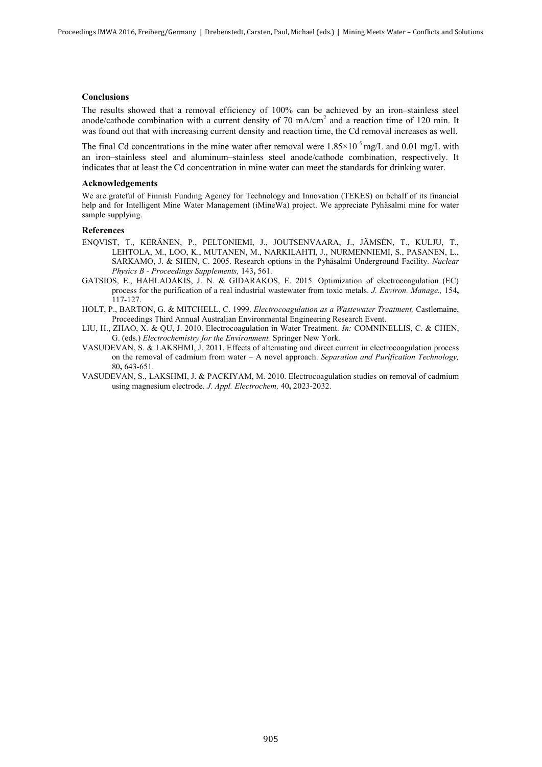## Conclusions

The results showed that a removal efficiency of 100% can be achieved by an iron–stainless steel anode/cathode combination with a current density of 70 $mA/cm^2$ and a reaction time of 120 min. It was found out that with increasing current density and reaction time, the Cd removal increases as well.

The final Cd concentrations in the mine water after removal were $1.85\times10^{-5}$ mg/L and 0.01 mg/L with an iron–stainless steel and aluminum–stainless steel anode/cathode combination, respectively. It indicates that at least the Cd concentration in mine water can meet the standards for drinking water.

## Acknowledgements

We are grateful of Finnish Funding Agency for Technology and Innovation (TEKES) on behalf of its financial help and for Intelligent Mine Water Management (iMineWa) project. We appreciate Pyhäsalmi mine for water sample supplying.

## References

ENQVIST, T., KERÄNEN, P., PELTONIEMI, J., JOUTSENVAARA, J., JÄMSÉN, T., KULJU, T., LEHTOLA, M., LOO, K., MUTANEN, M., NARKILAHTI, J., NURMENNIEMI, S., PASANEN, L., SARKAMO, J. & SHEN, C. 2005. Research options in the Pyhäsalmi Underground Facility. *Nuclear Physics B - Proceedings Supplements,* 143**,** 561.

GATSIOS, E., HAHLADAKIS, J. N. & GIDARAKOS, E. 2015. Optimization of electrocoagulation (EC) process for the purification of a real industrial wastewater from toxic metals. *J. Environ. Manage.,* 154**,** 117-127.

HOLT, P., BARTON, G. & MITCHELL, C. 1999. *Electrocoagulation as a Wastewater Treatment,* Castlemaine, Proceedings Third Annual Australian Environmental Engineering Research Event.

LIU, H., ZHAO, X. & QU, J. 2010. Electrocoagulation in Water Treatment. *In:* COMNINELLIS, C. & CHEN, G. (eds.) *Electrochemistry for the Environment.* Springer New York.

VASUDEVAN, S. & LAKSHMI, J. 2011. Effects of alternating and direct current in electrocoagulation process on the removal of cadmium from water – A novel approach. *Separation and Purification Technology,* 80**,** 643-651.

VASUDEVAN, S., LAKSHMI, J. & PACKIYAM, M. 2010. Electrocoagulation studies on removal of cadmium using magnesium electrode. *J. Appl. Electrochem,* 40**,** 2023-2032.